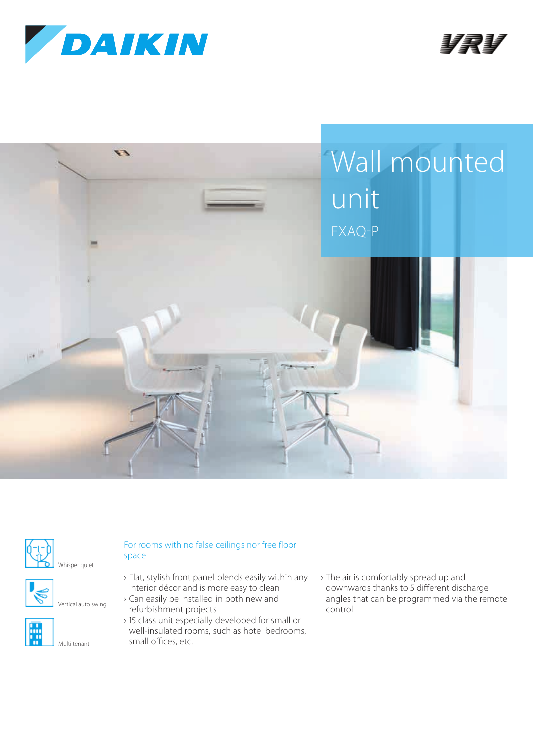DAIKIN

VRV

# Wall mounted unit

FXAQ-P

Whisper quiet

Vertical auto swing

Multi tenant

## For rooms with no false ceilings nor free floor space

- Flat, stylish front panel blends easily within any interior décor and is more easy to clean
- Can easily be installed in both new and refurbishment projects
- 15 class unit especially developed for small or well-insulated rooms, such as hotel bedrooms, small offices, etc.
- The air is comfortably spread up and downwards thanks to 5 different discharge angles that can be programmed via the remote control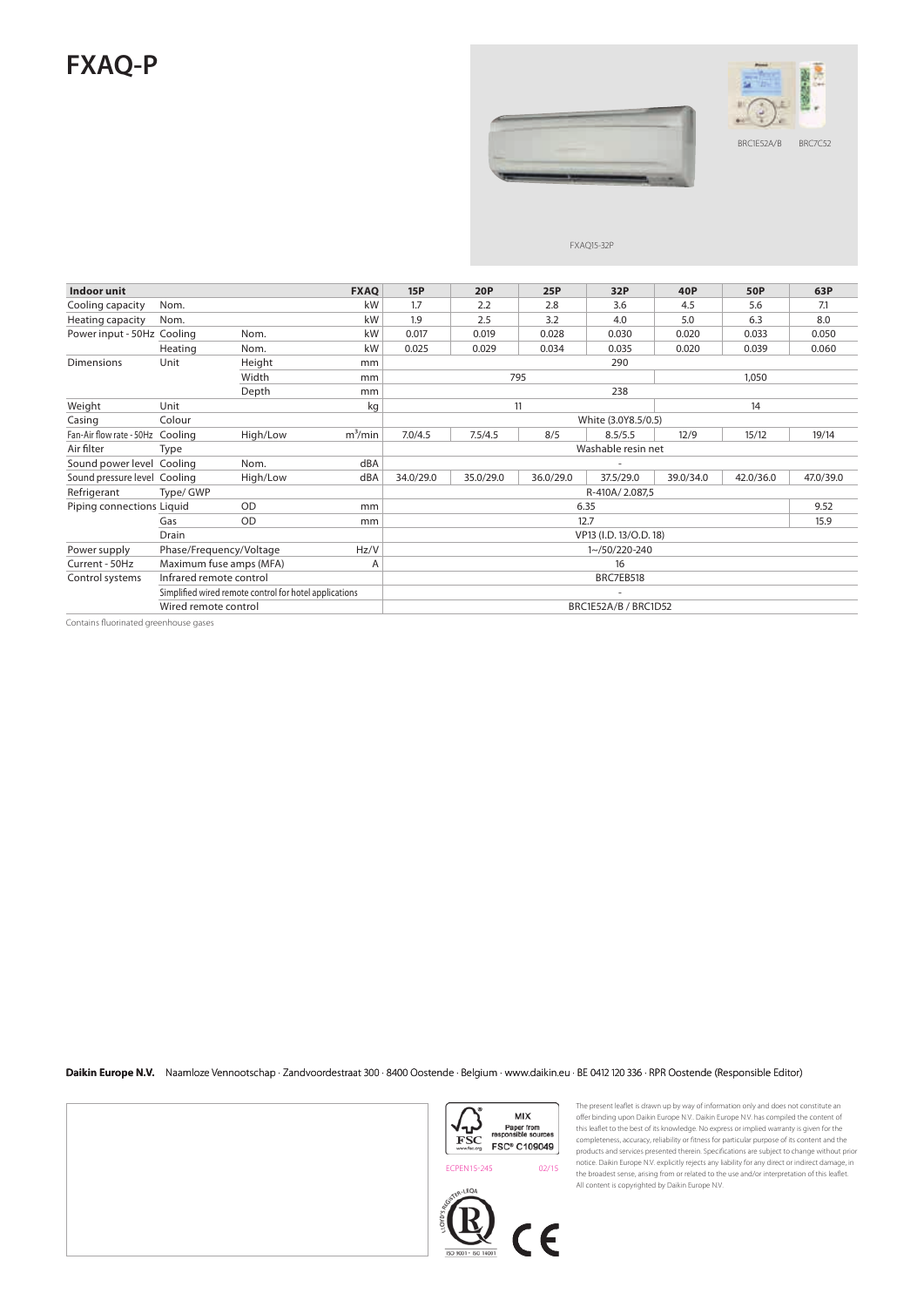# FXAQ-P

BRC1E52A/B BRC7C52

FXAQ15-32P

| Indoor unit | | | FXAQ | 15P | 20P | 25P | 32P | 40P | 50P | 63P |
|---|---|---|---|---|---|---|---|---|---|---|
| Cooling capacity | Nom. | | kW | 1.7 | 2.2 | 2.8 | 3.6 | 4.5 | 5.6 | 7.1 |
| Heating capacity | Nom. | | kW | 1.9 | 2.5 | 3.2 | 4.0 | 5.0 | 6.3 | 8.0 |
| Power input - 50Hz | Cooling | Nom. | kW | 0.017 | 0.019 | 0.028 | 0.030 | 0.020 | 0.033 | 0.050 |
| | Heating | Nom. | kW | 0.025 | 0.029 | 0.034 | 0.035 | 0.020 | 0.039 | 0.060 |
| Dimensions | Unit | Height | mm | 290 | | | | | | |
| | | Width | mm | 795 | | | | 1,050 | | |
| | | Depth | mm | 238 | | | | | | |
| Weight | Unit | | kg | 11 | | | | 14 | | |
| Casing | Colour | | | White (3.0Y8.5/0.5) | | | | | | |
| Fan-Air flow rate - 50Hz | Cooling | High/Low | $m^3$/min | 7.0/4.5 | 7.5/4.5 | 8/5 | 8.5/5.5 | 12/9 | 15/12 | 19/14 |
| Air filter | Type | | | Washable resin net | | | | | | |
| Sound power level | Cooling | Nom. | dBA | - | | | | | | |
| Sound pressure level | Cooling | High/Low | dBA | 34.0/29.0 | 35.0/29.0 | 36.0/29.0 | 37.5/29.0 | 39.0/34.0 | 42.0/36.0 | 47.0/39.0 |
| Refrigerant | Type/ GWP | | | R-410A/ 2.087,5 | | | | | | |
| Piping connections | Liquid | OD | mm | 6.35 | | | | | | 9.52 |
| | Gas | OD | mm | 12.7 | | | | | | 15.9 |
| | Drain | | | VP13 (I.D. 13/O.D. 18) | | | | | | |
| Power supply | Phase/Frequency/Voltage | | Hz/V | 1~/50/220-240 | | | | | | |
| Current - 50Hz | Maximum fuse amps (MFA) | | A | 16 | | | | | | |
| Control systems | Infrared remote control | | | BRC7EB518 | | | | | | |
| | Simplified wired remote control for hotel applications | | | - | | | | | | |
| | Wired remote control | | | BRC1E52A/B / BRC1D52 | | | | | | |

Contains fluorinated greenhouse gases

**Daikin Europe N.V.** Naamloze Vennootschap · Zandvoordestraat 300 · 8400 Oostende · Belgium · www.daikin.eu · BE 0412 120 336 · RPR Oostende (Responsible Editor)

MIX Paper from responsible sources FSC® C109049

ECPEN15-245 02/15

The present leaflet is drawn up by way of information only and does not constitute an offer binding upon Daikin Europe N.V.. Daikin Europe N.V. has compiled the content of this leaflet to the best of its knowledge. No express or implied warranty is given for the completeness, accuracy, reliability or fitness for particular purpose of its content and the products and services presented therein. Specifications are subject to change without prior notice. Daikin Europe N.V. explicitly rejects any liability for any direct or indirect damage, in the broadest sense, arising from or related to the use and/or interpretation of this leaflet. All content is copyrighted by Daikin Europe N.V.